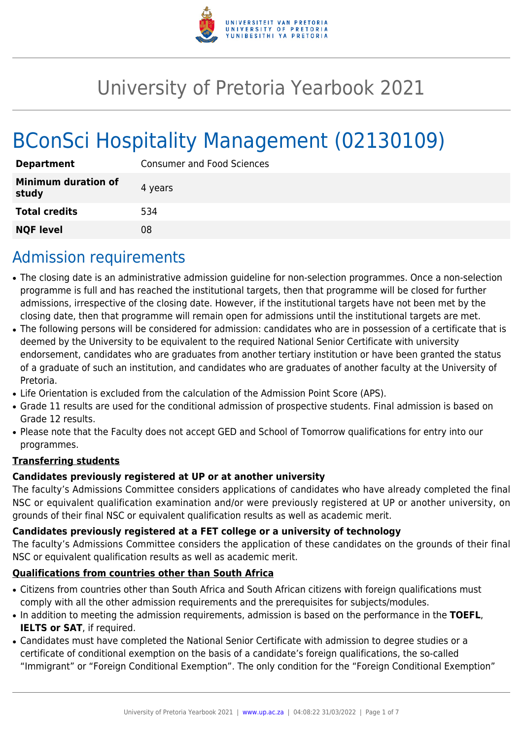# University of Pretoria Yearbook 2021

# BConSci Hospitality Management (02130109)

| | |
|---|---|
| **Department** | Consumer and Food Sciences |
| **Minimum duration of study** | 4 years |
| **Total credits** | 534 |
| **NQF level** | 08 |

## Admission requirements

- The closing date is an administrative admission guideline for non-selection programmes. Once a non-selection programme is full and has reached the institutional targets, then that programme will be closed for further admissions, irrespective of the closing date. However, if the institutional targets have not been met by the closing date, then that programme will remain open for admissions until the institutional targets are met.
- The following persons will be considered for admission: candidates who are in possession of a certificate that is deemed by the University to be equivalent to the required National Senior Certificate with university endorsement, candidates who are graduates from another tertiary institution or have been granted the status of a graduate of such an institution, and candidates who are graduates of another faculty at the University of Pretoria.
- Life Orientation is excluded from the calculation of the Admission Point Score (APS).
- Grade 11 results are used for the conditional admission of prospective students. Final admission is based on Grade 12 results.
- Please note that the Faculty does not accept GED and School of Tomorrow qualifications for entry into our programmes.

**Transferring students**

**Candidates previously registered at UP or at another university**

The faculty's Admissions Committee considers applications of candidates who have already completed the final NSC or equivalent qualification examination and/or were previously registered at UP or another university, on grounds of their final NSC or equivalent qualification results as well as academic merit.

**Candidates previously registered at a FET college or a university of technology**

The faculty's Admissions Committee considers the application of these candidates on the grounds of their final NSC or equivalent qualification results as well as academic merit.

**Qualifications from countries other than South Africa**

- Citizens from countries other than South Africa and South African citizens with foreign qualifications must comply with all the other admission requirements and the prerequisites for subjects/modules.
- In addition to meeting the admission requirements, admission is based on the performance in the **TOEFL**, **IELTS or SAT**, if required.
- Candidates must have completed the National Senior Certificate with admission to degree studies or a certificate of conditional exemption on the basis of a candidate's foreign qualifications, the so-called "Immigrant" or "Foreign Conditional Exemption". The only condition for the "Foreign Conditional Exemption"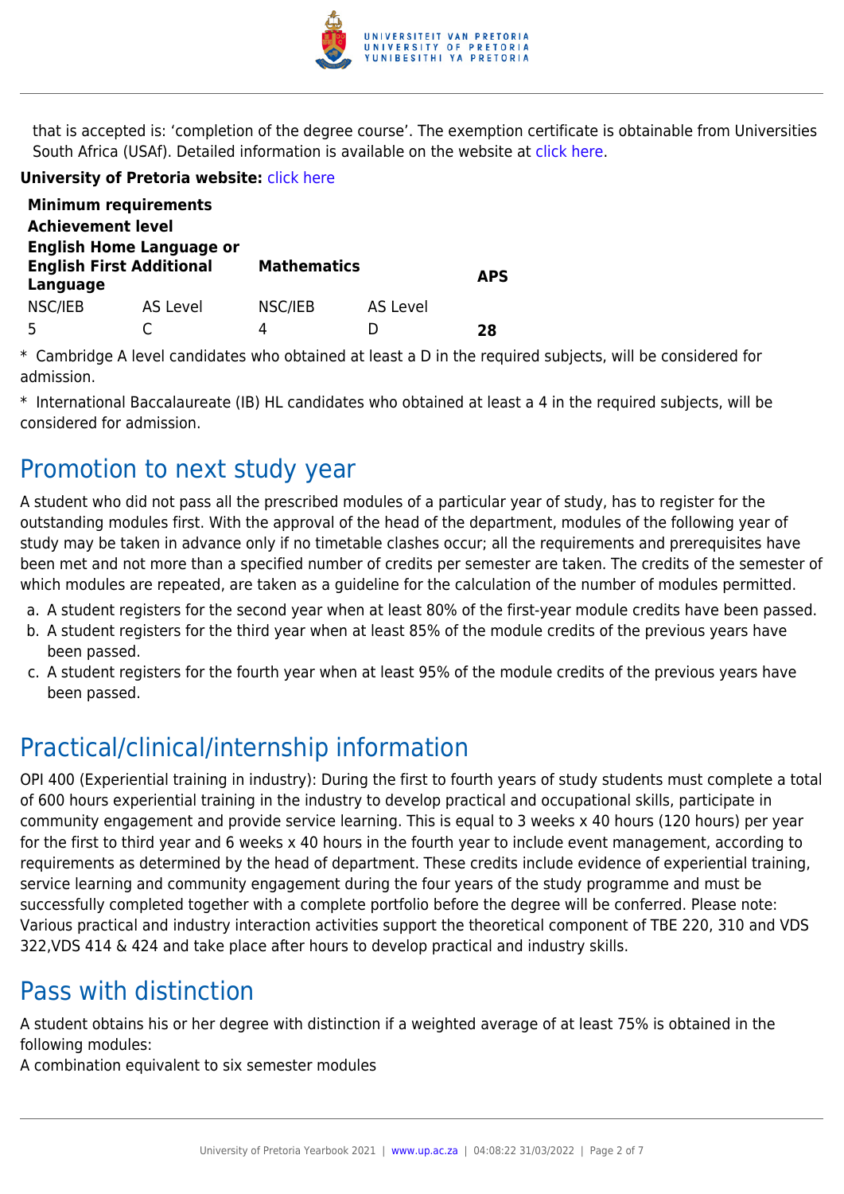that is accepted is: 'completion of the degree course'. The exemption certificate is obtainable from Universities South Africa (USAf). Detailed information is available on the website at click here.

**University of Pretoria website:** click here

| **Minimum requirements** | | | | |
|---|---|---|---|---|
| **Achievement level** | | | | |
| **English Home Language or English First Additional Language** | | **Mathematics** | | **APS** |
| NSC/IEB | AS Level | NSC/IEB | AS Level | |
| 5 | C | 4 | D | **28** |

* Cambridge A level candidates who obtained at least a D in the required subjects, will be considered for admission.

* International Baccalaureate (IB) HL candidates who obtained at least a 4 in the required subjects, will be considered for admission.

## Promotion to next study year

A student who did not pass all the prescribed modules of a particular year of study, has to register for the outstanding modules first. With the approval of the head of the department, modules of the following year of study may be taken in advance only if no timetable clashes occur; all the requirements and prerequisites have been met and not more than a specified number of credits per semester are taken. The credits of the semester of which modules are repeated, are taken as a guideline for the calculation of the number of modules permitted.

a. A student registers for the second year when at least 80% of the first-year module credits have been passed.
b. A student registers for the third year when at least 85% of the module credits of the previous years have been passed.
c. A student registers for the fourth year when at least 95% of the module credits of the previous years have been passed.

## Practical/clinical/internship information

OPI 400 (Experiential training in industry): During the first to fourth years of study students must complete a total of 600 hours experiential training in the industry to develop practical and occupational skills, participate in community engagement and provide service learning. This is equal to 3 weeks x 40 hours (120 hours) per year for the first to third year and 6 weeks x 40 hours in the fourth year to include event management, according to requirements as determined by the head of department. These credits include evidence of experiential training, service learning and community engagement during the four years of the study programme and must be successfully completed together with a complete portfolio before the degree will be conferred. Please note: Various practical and industry interaction activities support the theoretical component of TBE 220, 310 and VDS 322,VDS 414 & 424 and take place after hours to develop practical and industry skills.

## Pass with distinction

A student obtains his or her degree with distinction if a weighted average of at least 75% is obtained in the following modules:
A combination equivalent to six semester modules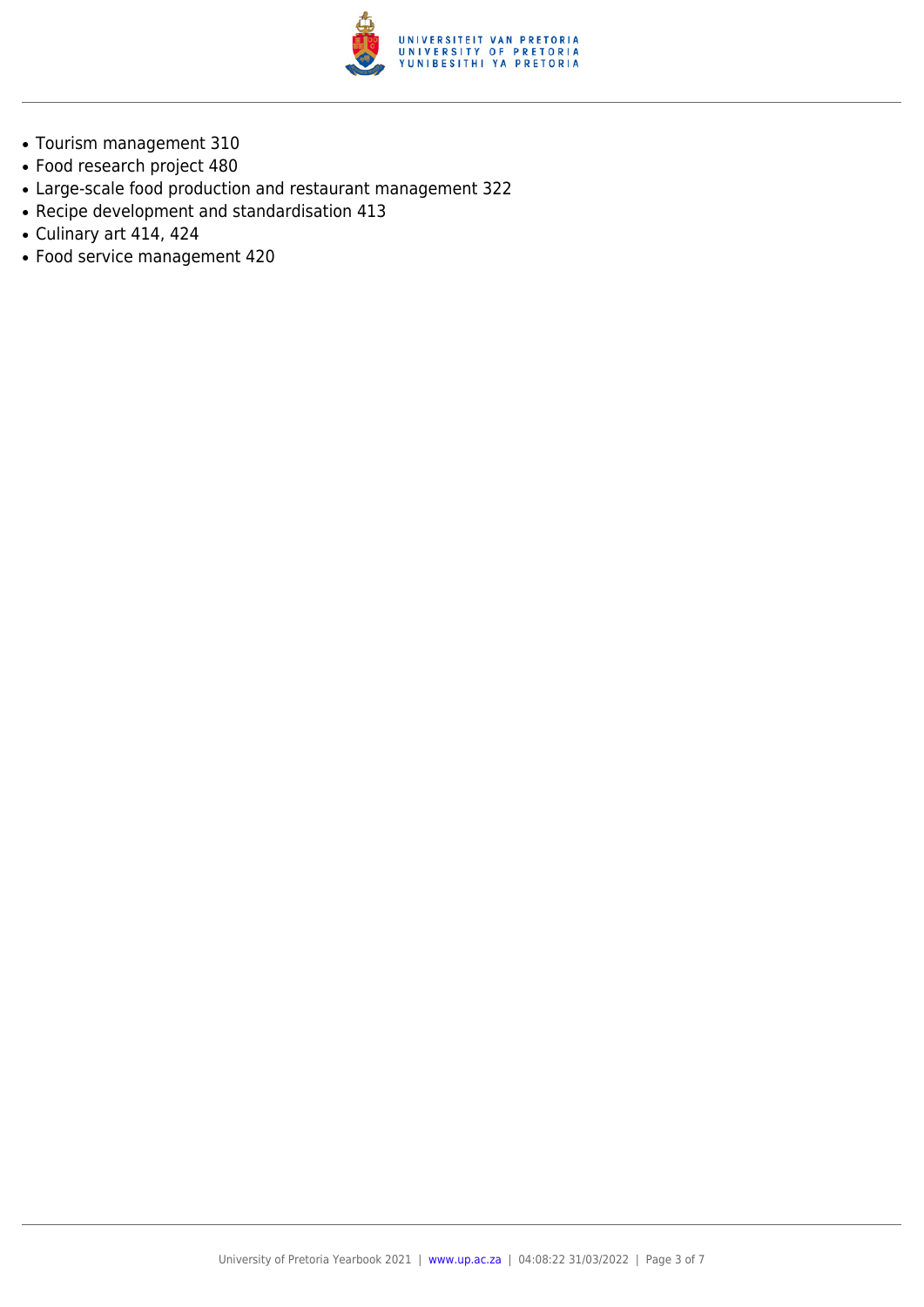- Tourism management 310
- Food research project 480
- Large-scale food production and restaurant management 322
- Recipe development and standardisation 413
- Culinary art 414, 424
- Food service management 420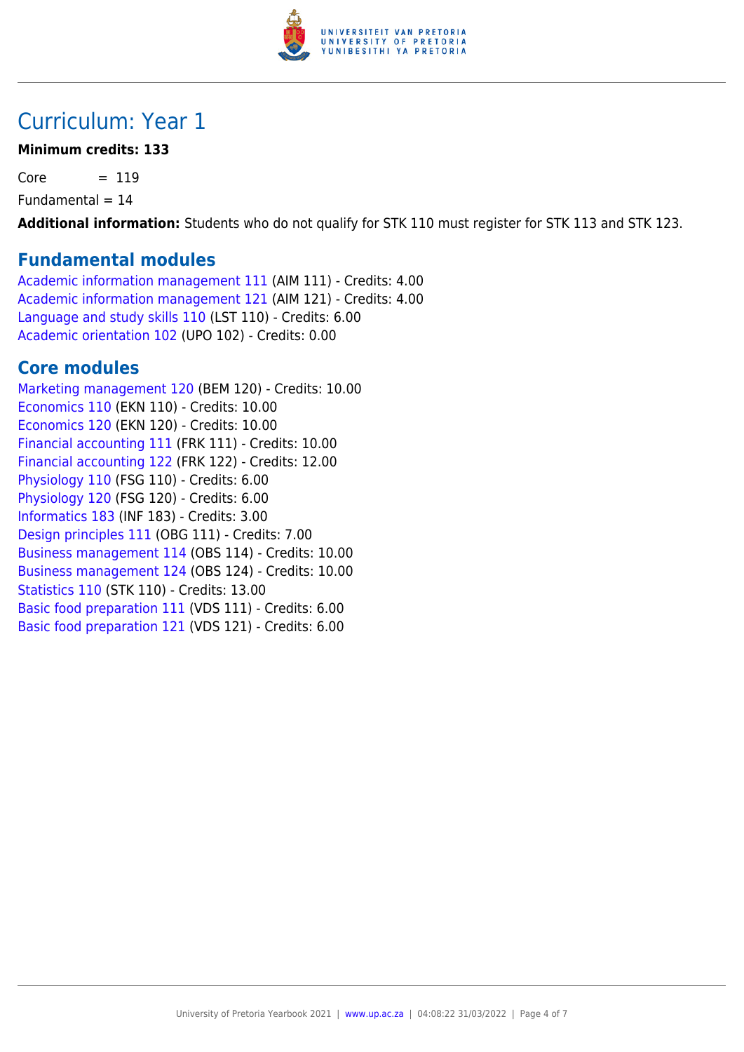# Curriculum: Year 1

**Minimum credits: 133**

Core = 119

Fundamental = 14

**Additional information:** Students who do not qualify for STK 110 must register for STK 113 and STK 123.

## Fundamental modules

Academic information management 111 (AIM 111) - Credits: 4.00
Academic information management 121 (AIM 121) - Credits: 4.00
Language and study skills 110 (LST 110) - Credits: 6.00
Academic orientation 102 (UPO 102) - Credits: 0.00

## Core modules

Marketing management 120 (BEM 120) - Credits: 10.00
Economics 110 (EKN 110) - Credits: 10.00
Economics 120 (EKN 120) - Credits: 10.00
Financial accounting 111 (FRK 111) - Credits: 10.00
Financial accounting 122 (FRK 122) - Credits: 12.00
Physiology 110 (FSG 110) - Credits: 6.00
Physiology 120 (FSG 120) - Credits: 6.00
Informatics 183 (INF 183) - Credits: 3.00
Design principles 111 (OBG 111) - Credits: 7.00
Business management 114 (OBS 114) - Credits: 10.00
Business management 124 (OBS 124) - Credits: 10.00
Statistics 110 (STK 110) - Credits: 13.00
Basic food preparation 111 (VDS 111) - Credits: 6.00
Basic food preparation 121 (VDS 121) - Credits: 6.00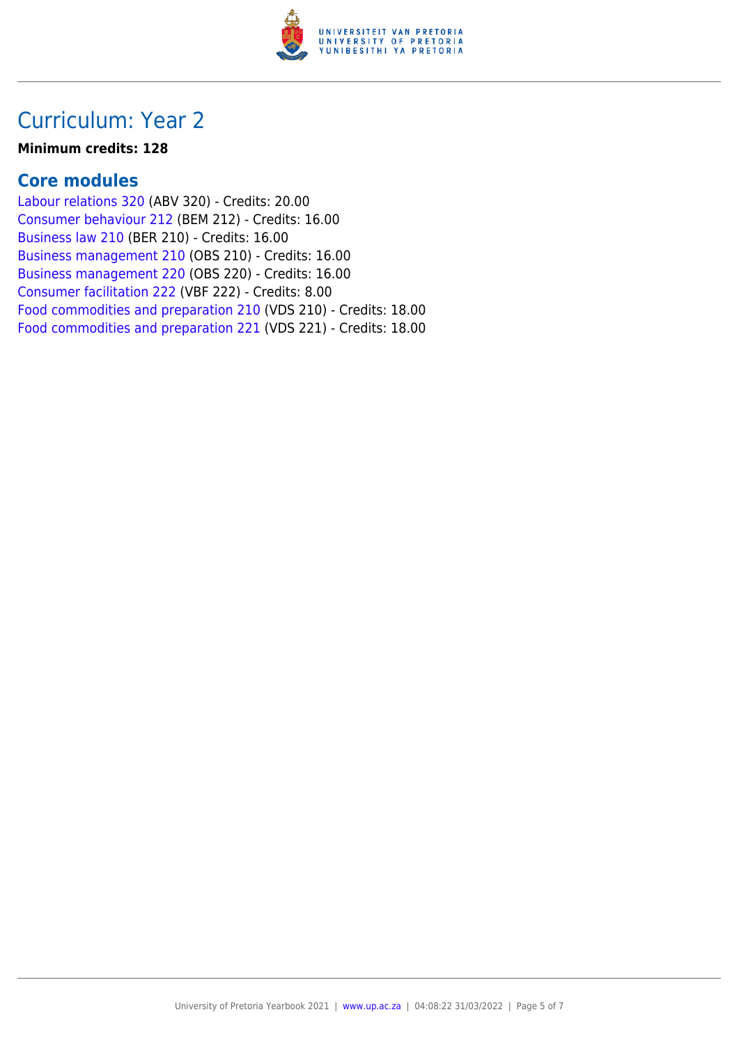# Curriculum: Year 2

**Minimum credits: 128**

## Core modules

Labour relations 320 (ABV 320) - Credits: 20.00
Consumer behaviour 212 (BEM 212) - Credits: 16.00
Business law 210 (BER 210) - Credits: 16.00
Business management 210 (OBS 210) - Credits: 16.00
Business management 220 (OBS 220) - Credits: 16.00
Consumer facilitation 222 (VBF 222) - Credits: 8.00
Food commodities and preparation 210 (VDS 210) - Credits: 18.00
Food commodities and preparation 221 (VDS 221) - Credits: 18.00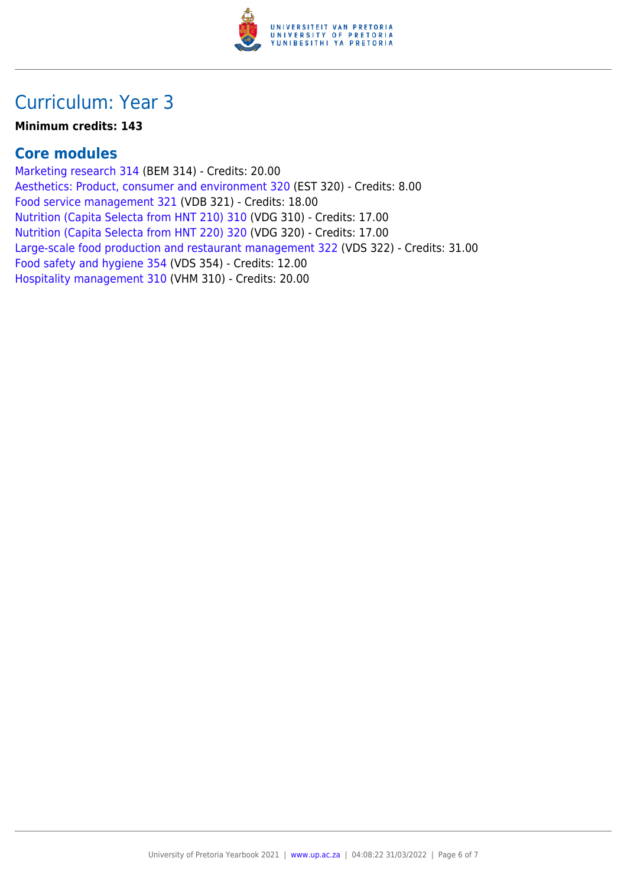## Curriculum: Year 3

**Minimum credits: 143**

### Core modules

Marketing research 314 (BEM 314) - Credits: 20.00
Aesthetics: Product, consumer and environment 320 (EST 320) - Credits: 8.00
Food service management 321 (VDB 321) - Credits: 18.00
Nutrition (Capita Selecta from HNT 210) 310 (VDG 310) - Credits: 17.00
Nutrition (Capita Selecta from HNT 220) 320 (VDG 320) - Credits: 17.00
Large-scale food production and restaurant management 322 (VDS 322) - Credits: 31.00
Food safety and hygiene 354 (VDS 354) - Credits: 12.00
Hospitality management 310 (VHM 310) - Credits: 20.00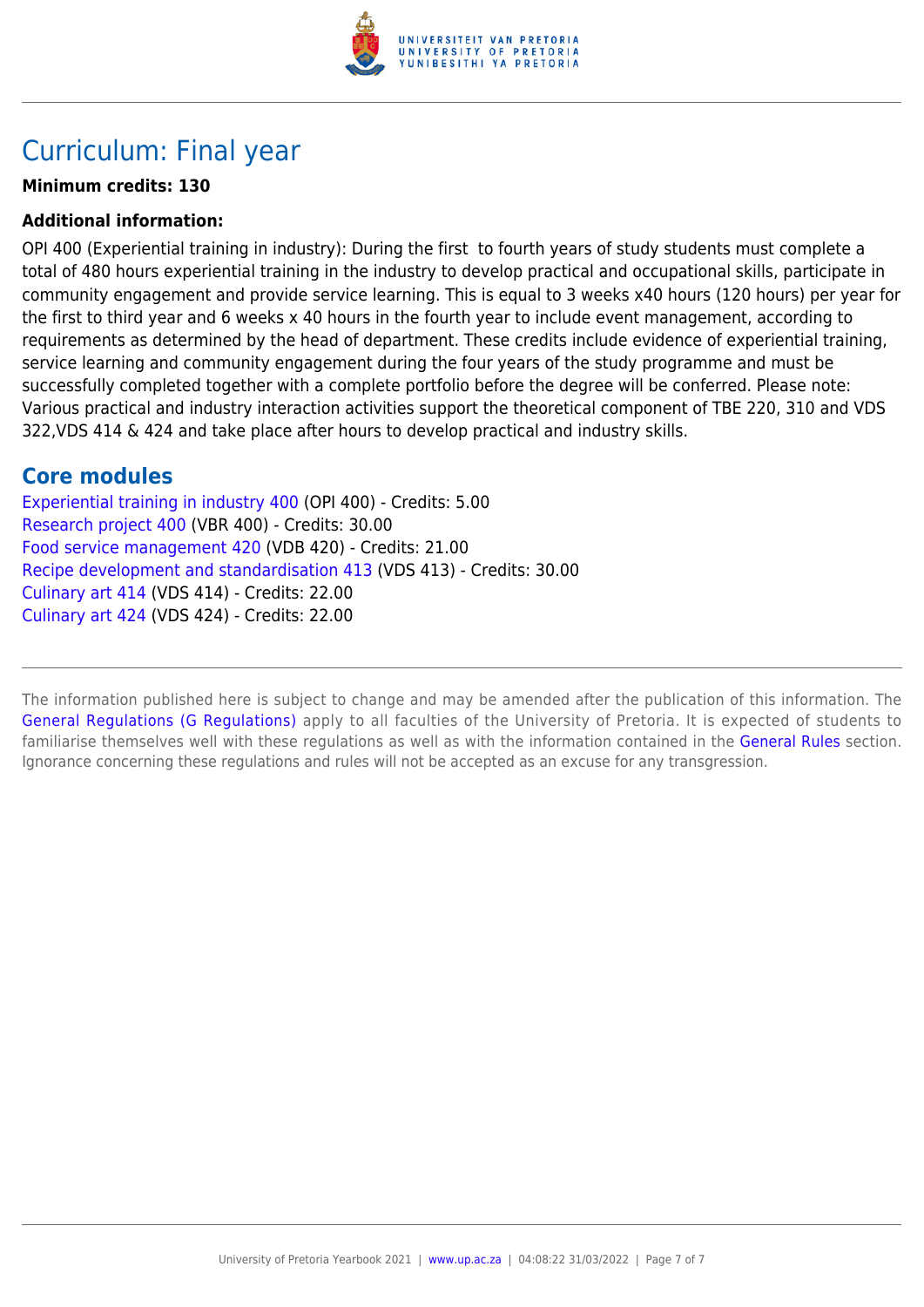# Curriculum: Final year

**Minimum credits: 130**

**Additional information:**

OPI 400 (Experiential training in industry): During the first  to fourth years of study students must complete a total of 480 hours experiential training in the industry to develop practical and occupational skills, participate in community engagement and provide service learning. This is equal to 3 weeks x40 hours (120 hours) per year for the first to third year and 6 weeks x 40 hours in the fourth year to include event management, according to requirements as determined by the head of department. These credits include evidence of experiential training, service learning and community engagement during the four years of the study programme and must be successfully completed together with a complete portfolio before the degree will be conferred. Please note: Various practical and industry interaction activities support the theoretical component of TBE 220, 310 and VDS 322,VDS 414 & 424 and take place after hours to develop practical and industry skills.

## Core modules

Experiential training in industry 400 (OPI 400) - Credits: 5.00
Research project 400 (VBR 400) - Credits: 30.00
Food service management 420 (VDB 420) - Credits: 21.00
Recipe development and standardisation 413 (VDS 413) - Credits: 30.00
Culinary art 414 (VDS 414) - Credits: 22.00
Culinary art 424 (VDS 424) - Credits: 22.00

The information published here is subject to change and may be amended after the publication of this information. The General Regulations (G Regulations) apply to all faculties of the University of Pretoria. It is expected of students to familiarise themselves well with these regulations as well as with the information contained in the General Rules section. Ignorance concerning these regulations and rules will not be accepted as an excuse for any transgression.